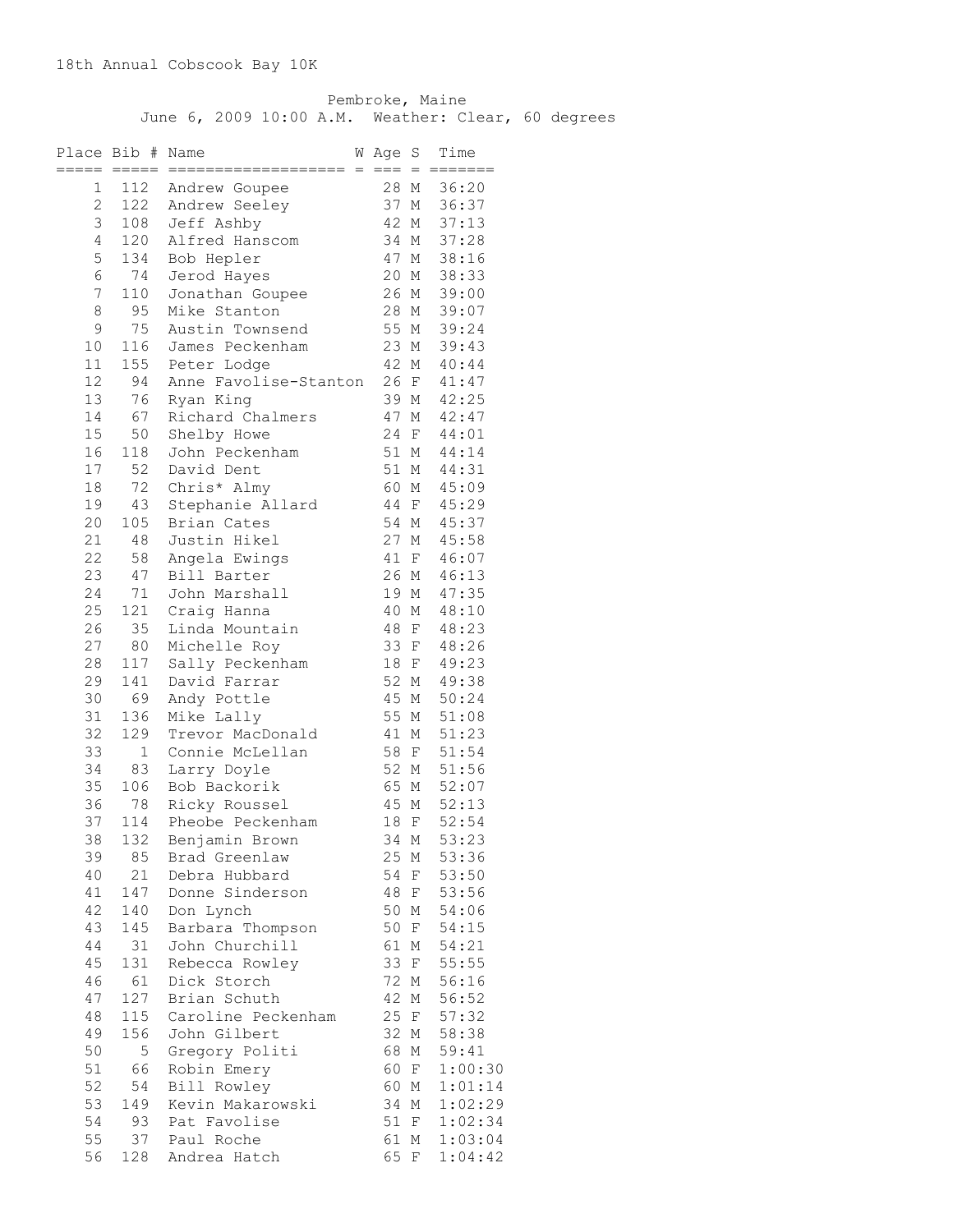18th Annual Cobscook Bay 10K

Pembroke, Maine
June 6, 2009 10:00 A.M. Weather: Clear, 60 degrees

| Place | Bib # | Name | W | Age | S | Time |
|---|---|---|---|---|---|---|
| 1 | 112 | Andrew Goupee | | 28 | M | 36:20 |
| 2 | 122 | Andrew Seeley | | 37 | M | 36:37 |
| 3 | 108 | Jeff Ashby | | 42 | M | 37:13 |
| 4 | 120 | Alfred Hanscom | | 34 | M | 37:28 |
| 5 | 134 | Bob Hepler | | 47 | M | 38:16 |
| 6 | 74 | Jerod Hayes | | 20 | M | 38:33 |
| 7 | 110 | Jonathan Goupee | | 26 | M | 39:00 |
| 8 | 95 | Mike Stanton | | 28 | M | 39:07 |
| 9 | 75 | Austin Townsend | | 55 | M | 39:24 |
| 10 | 116 | James Peckenham | | 23 | M | 39:43 |
| 11 | 155 | Peter Lodge | | 42 | M | 40:44 |
| 12 | 94 | Anne Favolise-Stanton | | 26 | F | 41:47 |
| 13 | 76 | Ryan King | | 39 | M | 42:25 |
| 14 | 67 | Richard Chalmers | | 47 | M | 42:47 |
| 15 | 50 | Shelby Howe | | 24 | F | 44:01 |
| 16 | 118 | John Peckenham | | 51 | M | 44:14 |
| 17 | 52 | David Dent | | 51 | M | 44:31 |
| 18 | 72 | Chris* Almy | | 60 | M | 45:09 |
| 19 | 43 | Stephanie Allard | | 44 | F | 45:29 |
| 20 | 105 | Brian Cates | | 54 | M | 45:37 |
| 21 | 48 | Justin Hikel | | 27 | M | 45:58 |
| 22 | 58 | Angela Ewings | | 41 | F | 46:07 |
| 23 | 47 | Bill Barter | | 26 | M | 46:13 |
| 24 | 71 | John Marshall | | 19 | M | 47:35 |
| 25 | 121 | Craig Hanna | | 40 | M | 48:10 |
| 26 | 35 | Linda Mountain | | 48 | F | 48:23 |
| 27 | 80 | Michelle Roy | | 33 | F | 48:26 |
| 28 | 117 | Sally Peckenham | | 18 | F | 49:23 |
| 29 | 141 | David Farrar | | 52 | M | 49:38 |
| 30 | 69 | Andy Pottle | | 45 | M | 50:24 |
| 31 | 136 | Mike Lally | | 55 | M | 51:08 |
| 32 | 129 | Trevor MacDonald | | 41 | M | 51:23 |
| 33 | 1 | Connie McLellan | | 58 | F | 51:54 |
| 34 | 83 | Larry Doyle | | 52 | M | 51:56 |
| 35 | 106 | Bob Backorik | | 65 | M | 52:07 |
| 36 | 78 | Ricky Roussel | | 45 | M | 52:13 |
| 37 | 114 | Pheobe Peckenham | | 18 | F | 52:54 |
| 38 | 132 | Benjamin Brown | | 34 | M | 53:23 |
| 39 | 85 | Brad Greenlaw | | 25 | M | 53:36 |
| 40 | 21 | Debra Hubbard | | 54 | F | 53:50 |
| 41 | 147 | Donne Sinderson | | 48 | F | 53:56 |
| 42 | 140 | Don Lynch | | 50 | M | 54:06 |
| 43 | 145 | Barbara Thompson | | 50 | F | 54:15 |
| 44 | 31 | John Churchill | | 61 | M | 54:21 |
| 45 | 131 | Rebecca Rowley | | 33 | F | 55:55 |
| 46 | 61 | Dick Storch | | 72 | M | 56:16 |
| 47 | 127 | Brian Schuth | | 42 | M | 56:52 |
| 48 | 115 | Caroline Peckenham | | 25 | F | 57:32 |
| 49 | 156 | John Gilbert | | 32 | M | 58:38 |
| 50 | 5 | Gregory Politi | | 68 | M | 59:41 |
| 51 | 66 | Robin Emery | | 60 | F | 1:00:30 |
| 52 | 54 | Bill Rowley | | 60 | M | 1:01:14 |
| 53 | 149 | Kevin Makarowski | | 34 | M | 1:02:29 |
| 54 | 93 | Pat Favolise | | 51 | F | 1:02:34 |
| 55 | 37 | Paul Roche | | 61 | M | 1:03:04 |
| 56 | 128 | Andrea Hatch | | 65 | F | 1:04:42 |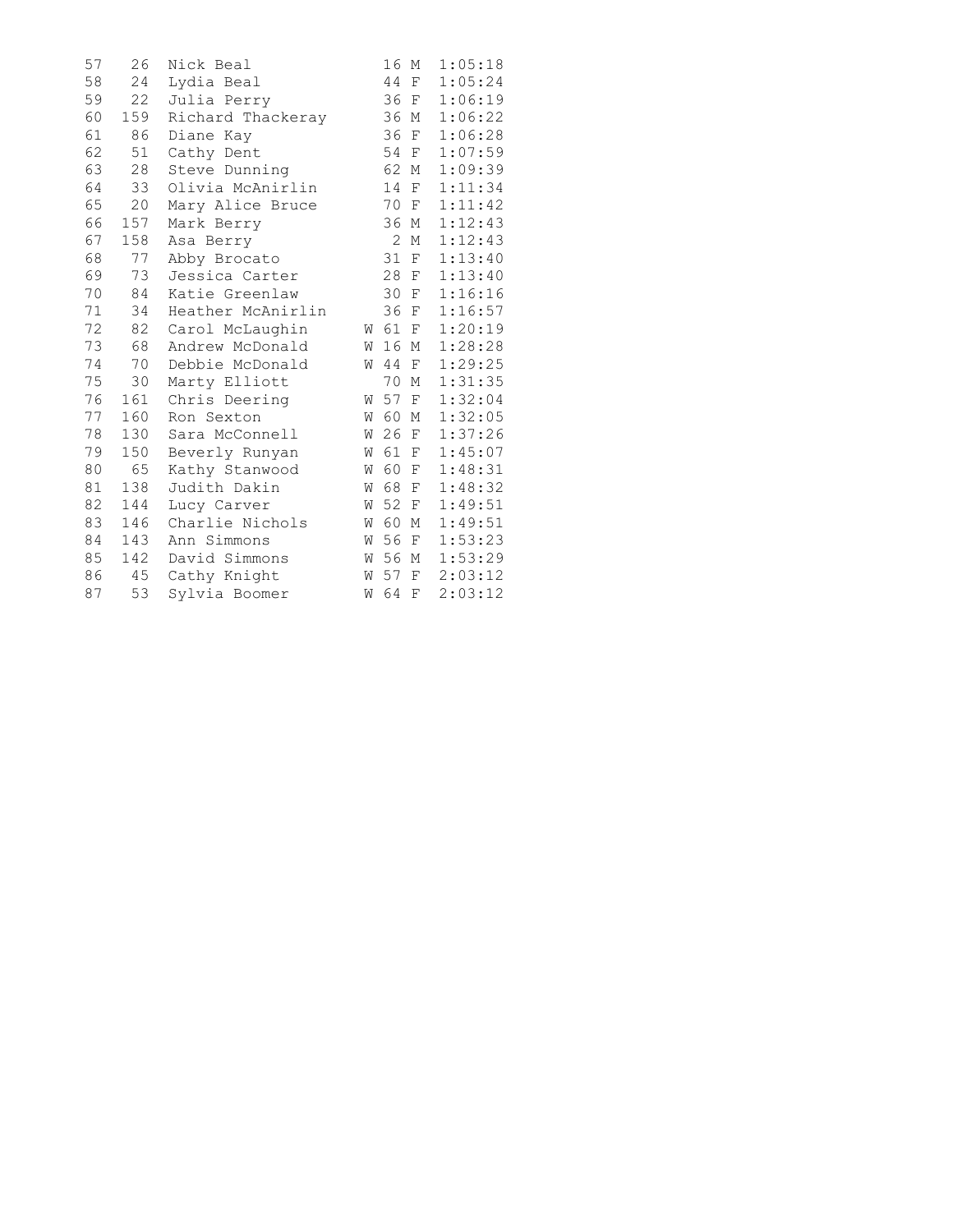| | | | | | | |
|---|---|---|---|---|---|---|
| 57 | 26 | Nick Beal | | 16 | M | 1:05:18 |
| 58 | 24 | Lydia Beal | | 44 | F | 1:05:24 |
| 59 | 22 | Julia Perry | | 36 | F | 1:06:19 |
| 60 | 159 | Richard Thackeray | | 36 | M | 1:06:22 |
| 61 | 86 | Diane Kay | | 36 | F | 1:06:28 |
| 62 | 51 | Cathy Dent | | 54 | F | 1:07:59 |
| 63 | 28 | Steve Dunning | | 62 | M | 1:09:39 |
| 64 | 33 | Olivia McAnirlin | | 14 | F | 1:11:34 |
| 65 | 20 | Mary Alice Bruce | | 70 | F | 1:11:42 |
| 66 | 157 | Mark Berry | | 36 | M | 1:12:43 |
| 67 | 158 | Asa Berry | | 2 | M | 1:12:43 |
| 68 | 77 | Abby Brocato | | 31 | F | 1:13:40 |
| 69 | 73 | Jessica Carter | | 28 | F | 1:13:40 |
| 70 | 84 | Katie Greenlaw | | 30 | F | 1:16:16 |
| 71 | 34 | Heather McAnirlin | | 36 | F | 1:16:57 |
| 72 | 82 | Carol McLaughin | W | 61 | F | 1:20:19 |
| 73 | 68 | Andrew McDonald | W | 16 | M | 1:28:28 |
| 74 | 70 | Debbie McDonald | W | 44 | F | 1:29:25 |
| 75 | 30 | Marty Elliott | | 70 | M | 1:31:35 |
| 76 | 161 | Chris Deering | W | 57 | F | 1:32:04 |
| 77 | 160 | Ron Sexton | W | 60 | M | 1:32:05 |
| 78 | 130 | Sara McConnell | W | 26 | F | 1:37:26 |
| 79 | 150 | Beverly Runyan | W | 61 | F | 1:45:07 |
| 80 | 65 | Kathy Stanwood | W | 60 | F | 1:48:31 |
| 81 | 138 | Judith Dakin | W | 68 | F | 1:48:32 |
| 82 | 144 | Lucy Carver | W | 52 | F | 1:49:51 |
| 83 | 146 | Charlie Nichols | W | 60 | M | 1:49:51 |
| 84 | 143 | Ann Simmons | W | 56 | F | 1:53:23 |
| 85 | 142 | David Simmons | W | 56 | M | 1:53:29 |
| 86 | 45 | Cathy Knight | W | 57 | F | 2:03:12 |
| 87 | 53 | Sylvia Boomer | W | 64 | F | 2:03:12 |